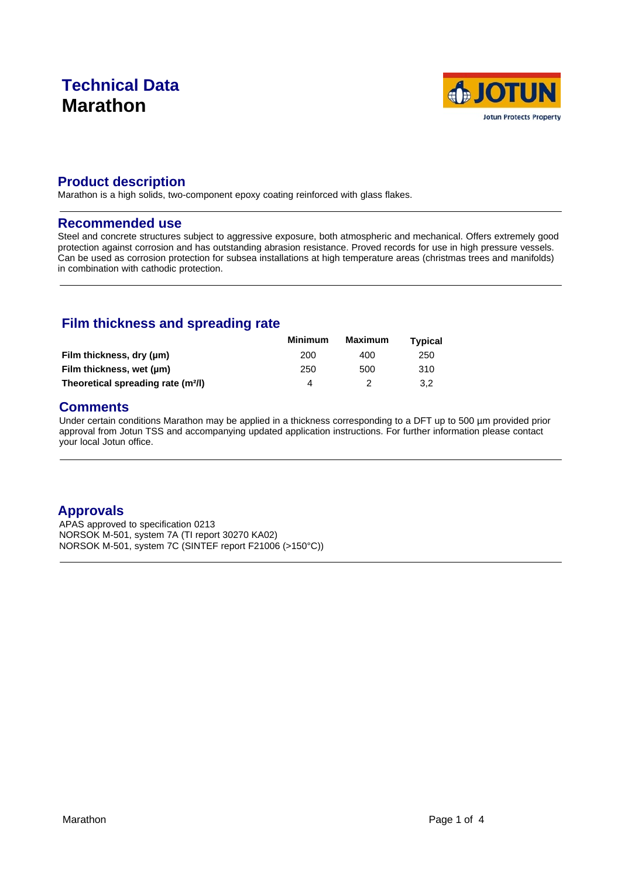# Technical Data
# Marathon

## Product description

Marathon is a high solids, two-component epoxy coating reinforced with glass flakes.

## Recommended use

Steel and concrete structures subject to aggressive exposure, both atmospheric and mechanical. Offers extremely good protection against corrosion and has outstanding abrasion resistance. Proved records for use in high pressure vessels. Can be used as corrosion protection for subsea installations at high temperature areas (christmas trees and manifolds) in combination with cathodic protection.

## Film thickness and spreading rate

| | Minimum | Maximum | Typical |
|---|---|---|---|
| **Film thickness, dry (µm)** | 200 | 400 | 250 |
| **Film thickness, wet (µm)** | 250 | 500 | 310 |
| **Theoretical spreading rate (m²/l)** | 4 | 2 | 3,2 |

## Comments

Under certain conditions Marathon may be applied in a thickness corresponding to a DFT up to 500 µm provided prior approval from Jotun TSS and accompanying updated application instructions. For further information please contact your local Jotun office.

## Approvals

APAS approved to specification 0213
NORSOK M-501, system 7A (TI report 30270 KA02)
NORSOK M-501, system 7C (SINTEF report F21006 (>150°C))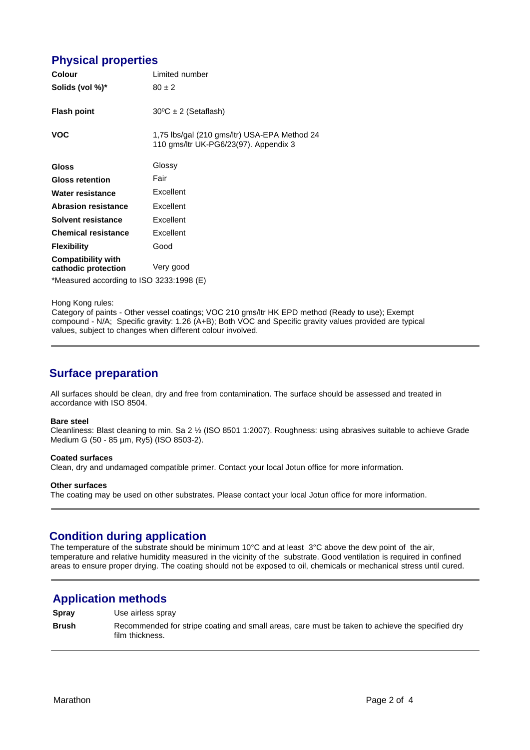## Physical properties

| | |
|---|---|
| **Colour** | Limited number |
| **Solids (vol %)*** | 80 ± 2 |
| **Flash point** | 30ºC ± 2 (Setaflash) |
| **VOC** | 1,75 lbs/gal (210 gms/ltr) USA-EPA Method 24<br>110 gms/ltr UK-PG6/23(97). Appendix 3 |
| **Gloss** | Glossy |
| **Gloss retention** | Fair |
| **Water resistance** | Excellent |
| **Abrasion resistance** | Excellent |
| **Solvent resistance** | Excellent |
| **Chemical resistance** | Excellent |
| **Flexibility** | Good |
| **Compatibility with cathodic protection** | Very good |

*Measured according to ISO 3233:1998 (E)

Hong Kong rules:
Category of paints - Other vessel coatings; VOC 210 gms/ltr HK EPD method (Ready to use); Exempt compound - N/A; Specific gravity: 1.26 (A+B); Both VOC and Specific gravity values provided are typical values, subject to changes when different colour involved.

## Surface preparation

All surfaces should be clean, dry and free from contamination. The surface should be assessed and treated in accordance with ISO 8504.

**Bare steel**
Cleanliness: Blast cleaning to min. Sa 2 ½ (ISO 8501 1:2007). Roughness: using abrasives suitable to achieve Grade Medium G (50 - 85 µm, Ry5) (ISO 8503-2).

**Coated surfaces**
Clean, dry and undamaged compatible primer. Contact your local Jotun office for more information.

**Other surfaces**
The coating may be used on other substrates. Please contact your local Jotun office for more information.

## Condition during application

The temperature of the substrate should be minimum 10°C and at least 3°C above the dew point of the air, temperature and relative humidity measured in the vicinity of the substrate. Good ventilation is required in confined areas to ensure proper drying. The coating should not be exposed to oil, chemicals or mechanical stress until cured.

## Application methods

| | |
|---|---|
| **Spray** | Use airless spray |
| **Brush** | Recommended for stripe coating and small areas, care must be taken to achieve the specified dry film thickness. |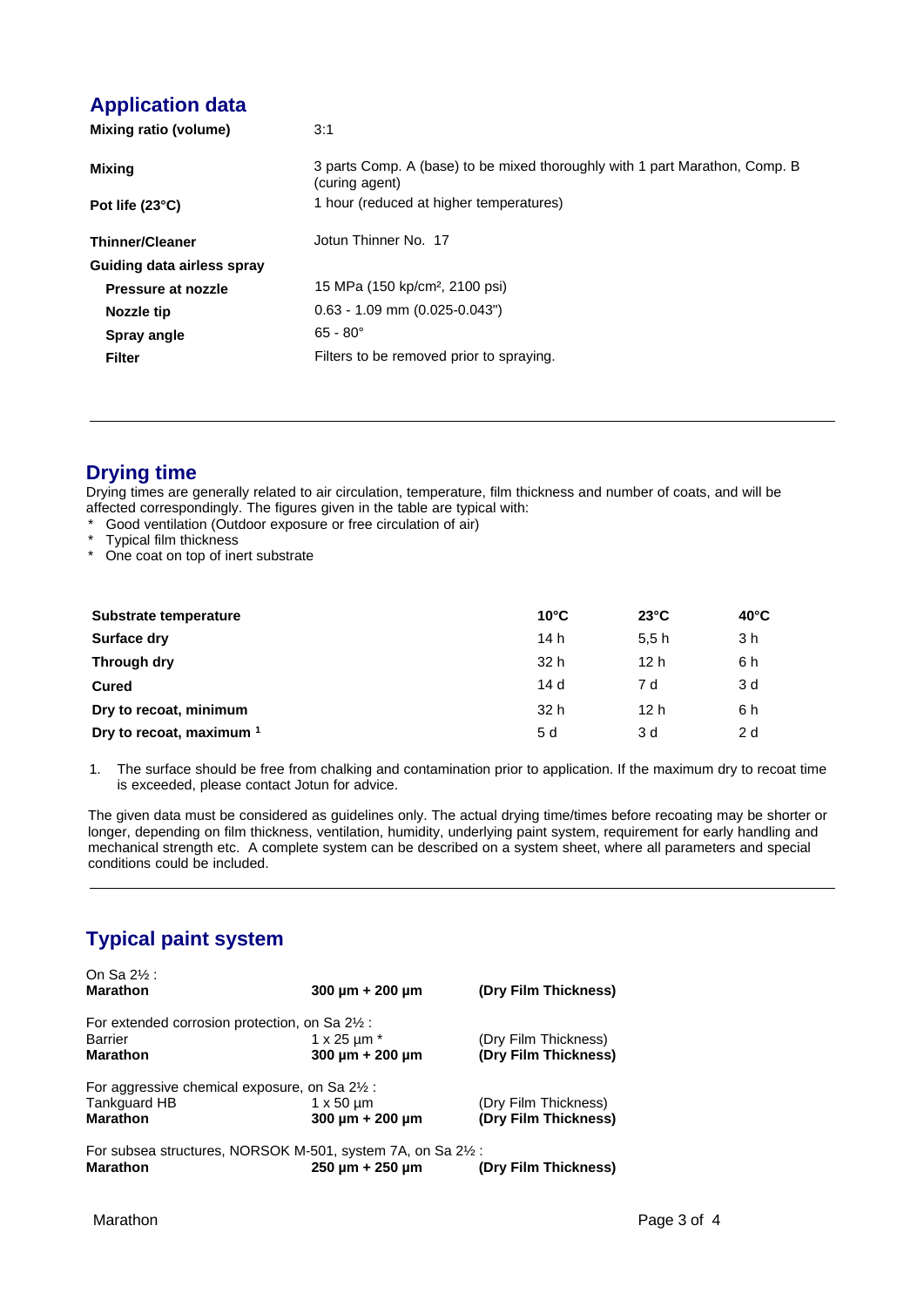## Application data

| | |
|---|---|
| **Mixing ratio (volume)** | 3:1 |
| **Mixing** | 3 parts Comp. A (base) to be mixed thoroughly with 1 part Marathon, Comp. B (curing agent) |
| **Pot life (23°C)** | 1 hour (reduced at higher temperatures) |
| **Thinner/Cleaner** | Jotun Thinner No. 17 |
| **Guiding data airless spray** | |
| **Pressure at nozzle** | 15 MPa (150 kp/cm², 2100 psi) |
| **Nozzle tip** | 0.63 - 1.09 mm (0.025-0.043") |
| **Spray angle** | 65 - 80° |
| **Filter** | Filters to be removed prior to spraying. |

## Drying time

Drying times are generally related to air circulation, temperature, film thickness and number of coats, and will be affected correspondingly. The figures given in the table are typical with:

- Good ventilation (Outdoor exposure or free circulation of air)
- Typical film thickness
- One coat on top of inert substrate

| **Substrate temperature** | **10°C** | **23°C** | **40°C** |
|---|---|---|---|
| **Surface dry** | 14 h | 5,5 h | 3 h |
| **Through dry** | 32 h | 12 h | 6 h |
| **Cured** | 14 d | 7 d | 3 d |
| **Dry to recoat, minimum** | 32 h | 12 h | 6 h |
| **Dry to recoat, maximum** [1] | 5 d | 3 d | 2 d |

1. The surface should be free from chalking and contamination prior to application. If the maximum dry to recoat time is exceeded, please contact Jotun for advice.

The given data must be considered as guidelines only. The actual drying time/times before recoating may be shorter or longer, depending on film thickness, ventilation, humidity, underlying paint system, requirement for early handling and mechanical strength etc. A complete system can be described on a system sheet, where all parameters and special conditions could be included.

## Typical paint system

On Sa 2½ :

| | | |
|---|---|---|
| **Marathon** | **300 µm + 200 µm** | **(Dry Film Thickness)** |

For extended corrosion protection, on Sa 2½ :

| | | |
|---|---|---|
| Barrier | 1 x 25 µm * | (Dry Film Thickness) |
| **Marathon** | **300 µm + 200 µm** | **(Dry Film Thickness)** |

For aggressive chemical exposure, on Sa 2½ :

| | | |
|---|---|---|
| Tankguard HB | 1 x 50 µm | (Dry Film Thickness) |
| **Marathon** | **300 µm + 200 µm** | **(Dry Film Thickness)** |

For subsea structures, NORSOK M-501, system 7A, on Sa 2½ :

| | | |
|---|---|---|
| **Marathon** | **250 µm + 250 µm** | **(Dry Film Thickness)** |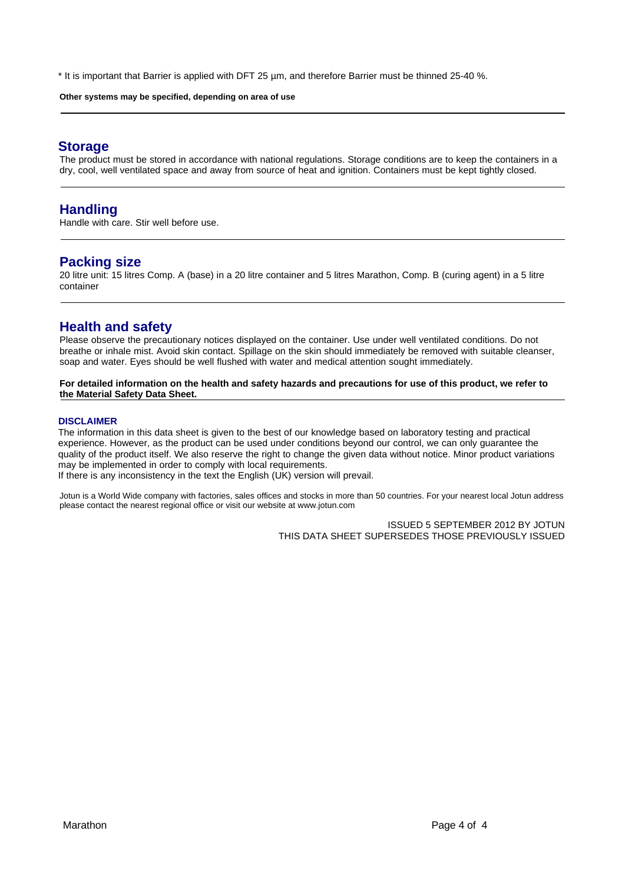* It is important that Barrier is applied with DFT 25 µm, and therefore Barrier must be thinned 25-40 %.

**Other systems may be specified, depending on area of use**

## Storage

The product must be stored in accordance with national regulations. Storage conditions are to keep the containers in a dry, cool, well ventilated space and away from source of heat and ignition. Containers must be kept tightly closed.

## Handling

Handle with care. Stir well before use.

## Packing size

20 litre unit: 15 litres Comp. A (base) in a 20 litre container and 5 litres Marathon, Comp. B (curing agent) in a 5 litre container

## Health and safety

Please observe the precautionary notices displayed on the container. Use under well ventilated conditions. Do not breathe or inhale mist. Avoid skin contact. Spillage on the skin should immediately be removed with suitable cleanser, soap and water. Eyes should be well flushed with water and medical attention sought immediately.

**For detailed information on the health and safety hazards and precautions for use of this product, we refer to the Material Safety Data Sheet.**

### DISCLAIMER

The information in this data sheet is given to the best of our knowledge based on laboratory testing and practical experience. However, as the product can be used under conditions beyond our control, we can only guarantee the quality of the product itself. We also reserve the right to change the given data without notice. Minor product variations may be implemented in order to comply with local requirements.
If there is any inconsistency in the text the English (UK) version will prevail.

Jotun is a World Wide company with factories, sales offices and stocks in more than 50 countries. For your nearest local Jotun address please contact the nearest regional office or visit our website at www.jotun.com

ISSUED 5 SEPTEMBER 2012 BY JOTUN
THIS DATA SHEET SUPERSEDES THOSE PREVIOUSLY ISSUED